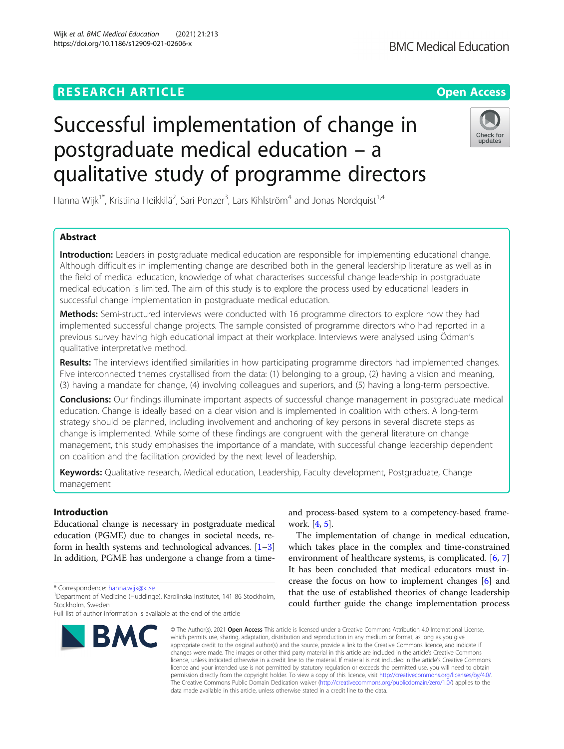RESEARCH ARTICLE

Open Access

# Successful implementation of change in postgraduate medical education – a qualitative study of programme directors

Hanna Wijk[1*], Kristiina Heikkilä[2], Sari Ponzer[3], Lars Kihlström[4] and Jonas Nordquist[1,4]

## Abstract

**Introduction:** Leaders in postgraduate medical education are responsible for implementing educational change. Although difficulties in implementing change are described both in the general leadership literature as well as in the field of medical education, knowledge of what characterises successful change leadership in postgraduate medical education is limited. The aim of this study is to explore the process used by educational leaders in successful change implementation in postgraduate medical education.

**Methods:** Semi-structured interviews were conducted with 16 programme directors to explore how they had implemented successful change projects. The sample consisted of programme directors who had reported in a previous survey having high educational impact at their workplace. Interviews were analysed using Ödman's qualitative interpretative method.

**Results:** The interviews identified similarities in how participating programme directors had implemented changes. Five interconnected themes crystallised from the data: (1) belonging to a group, (2) having a vision and meaning, (3) having a mandate for change, (4) involving colleagues and superiors, and (5) having a long-term perspective.

**Conclusions:** Our findings illuminate important aspects of successful change management in postgraduate medical education. Change is ideally based on a clear vision and is implemented in coalition with others. A long-term strategy should be planned, including involvement and anchoring of key persons in several discrete steps as change is implemented. While some of these findings are congruent with the general literature on change management, this study emphasises the importance of a mandate, with successful change leadership dependent on coalition and the facilitation provided by the next level of leadership.

**Keywords:** Qualitative research, Medical education, Leadership, Faculty development, Postgraduate, Change management

## Introduction

Educational change is necessary in postgraduate medical education (PGME) due to changes in societal needs, reform in health systems and technological advances. [1–3] In addition, PGME has undergone a change from a time- and process-based system to a competency-based framework. [4, 5].

The implementation of change in medical education, which takes place in the complex and time-constrained environment of healthcare systems, is complicated. [6, 7] It has been concluded that medical educators must increase the focus on how to implement changes [6] and that the use of established theories of change leadership could further guide the change implementation process

* Correspondence: hanna.wijk@ki.se
[1]Department of Medicine (Huddinge), Karolinska Institutet, 141 86 Stockholm, Stockholm, Sweden
Full list of author information is available at the end of the article

© The Author(s). 2021 **Open Access** This article is licensed under a Creative Commons Attribution 4.0 International License, which permits use, sharing, adaptation, distribution and reproduction in any medium or format, as long as you give appropriate credit to the original author(s) and the source, provide a link to the Creative Commons licence, and indicate if changes were made. The images or other third party material in this article are included in the article's Creative Commons licence, unless indicated otherwise in a credit line to the material. If material is not included in the article's Creative Commons licence and your intended use is not permitted by statutory regulation or exceeds the permitted use, you will need to obtain permission directly from the copyright holder. To view a copy of this licence, visit http://creativecommons.org/licenses/by/4.0/. The Creative Commons Public Domain Dedication waiver (http://creativecommons.org/publicdomain/zero/1.0/) applies to the data made available in this article, unless otherwise stated in a credit line to the data.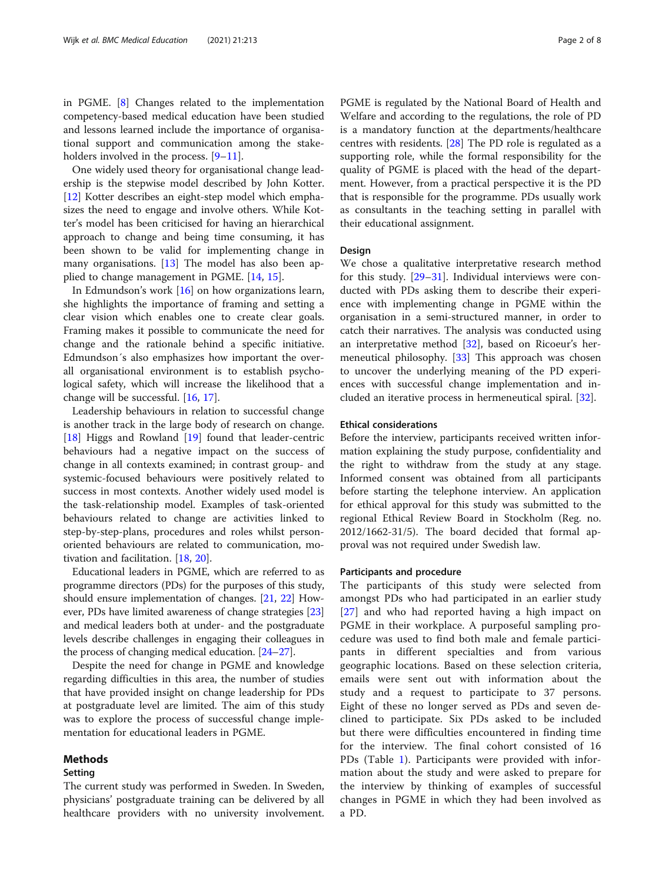in PGME. [8] Changes related to the implementation competency-based medical education have been studied and lessons learned include the importance of organisational support and communication among the stakeholders involved in the process. [9–11].

One widely used theory for organisational change leadership is the stepwise model described by John Kotter. [12] Kotter describes an eight-step model which emphasizes the need to engage and involve others. While Kotter's model has been criticised for having an hierarchical approach to change and being time consuming, it has been shown to be valid for implementing change in many organisations. [13] The model has also been applied to change management in PGME. [14, 15].

In Edmundson's work [16] on how organizations learn, she highlights the importance of framing and setting a clear vision which enables one to create clear goals. Framing makes it possible to communicate the need for change and the rationale behind a specific initiative. Edmundson´s also emphasizes how important the overall organisational environment is to establish psychological safety, which will increase the likelihood that a change will be successful. [16, 17].

Leadership behaviours in relation to successful change is another track in the large body of research on change. [18] Higgs and Rowland [19] found that leader-centric behaviours had a negative impact on the success of change in all contexts examined; in contrast group- and systemic-focused behaviours were positively related to success in most contexts. Another widely used model is the task-relationship model. Examples of task-oriented behaviours related to change are activities linked to step-by-step-plans, procedures and roles whilst person-oriented behaviours are related to communication, motivation and facilitation. [18, 20].

Educational leaders in PGME, which are referred to as programme directors (PDs) for the purposes of this study, should ensure implementation of changes. [21, 22] However, PDs have limited awareness of change strategies [23] and medical leaders both at under- and the postgraduate levels describe challenges in engaging their colleagues in the process of changing medical education. [24–27].

Despite the need for change in PGME and knowledge regarding difficulties in this area, the number of studies that have provided insight on change leadership for PDs at postgraduate level are limited. The aim of this study was to explore the process of successful change implementation for educational leaders in PGME.

## Methods

### Setting

The current study was performed in Sweden. In Sweden, physicians' postgraduate training can be delivered by all healthcare providers with no university involvement. PGME is regulated by the National Board of Health and Welfare and according to the regulations, the role of PD is a mandatory function at the departments/healthcare centres with residents. [28] The PD role is regulated as a supporting role, while the formal responsibility for the quality of PGME is placed with the head of the department. However, from a practical perspective it is the PD that is responsible for the programme. PDs usually work as consultants in the teaching setting in parallel with their educational assignment.

### Design

We chose a qualitative interpretative research method for this study. [29–31]. Individual interviews were conducted with PDs asking them to describe their experience with implementing change in PGME within the organisation in a semi-structured manner, in order to catch their narratives. The analysis was conducted using an interpretative method [32], based on Ricoeur's hermeneutical philosophy. [33] This approach was chosen to uncover the underlying meaning of the PD experiences with successful change implementation and included an iterative process in hermeneutical spiral. [32].

### Ethical considerations

Before the interview, participants received written information explaining the study purpose, confidentiality and the right to withdraw from the study at any stage. Informed consent was obtained from all participants before starting the telephone interview. An application for ethical approval for this study was submitted to the regional Ethical Review Board in Stockholm (Reg. no. 2012/1662-31/5). The board decided that formal approval was not required under Swedish law.

### Participants and procedure

The participants of this study were selected from amongst PDs who had participated in an earlier study [27] and who had reported having a high impact on PGME in their workplace. A purposeful sampling procedure was used to find both male and female participants in different specialties and from various geographic locations. Based on these selection criteria, emails were sent out with information about the study and a request to participate to 37 persons. Eight of these no longer served as PDs and seven declined to participate. Six PDs asked to be included but there were difficulties encountered in finding time for the interview. The final cohort consisted of 16 PDs (Table 1). Participants were provided with information about the study and were asked to prepare for the interview by thinking of examples of successful changes in PGME in which they had been involved as a PD.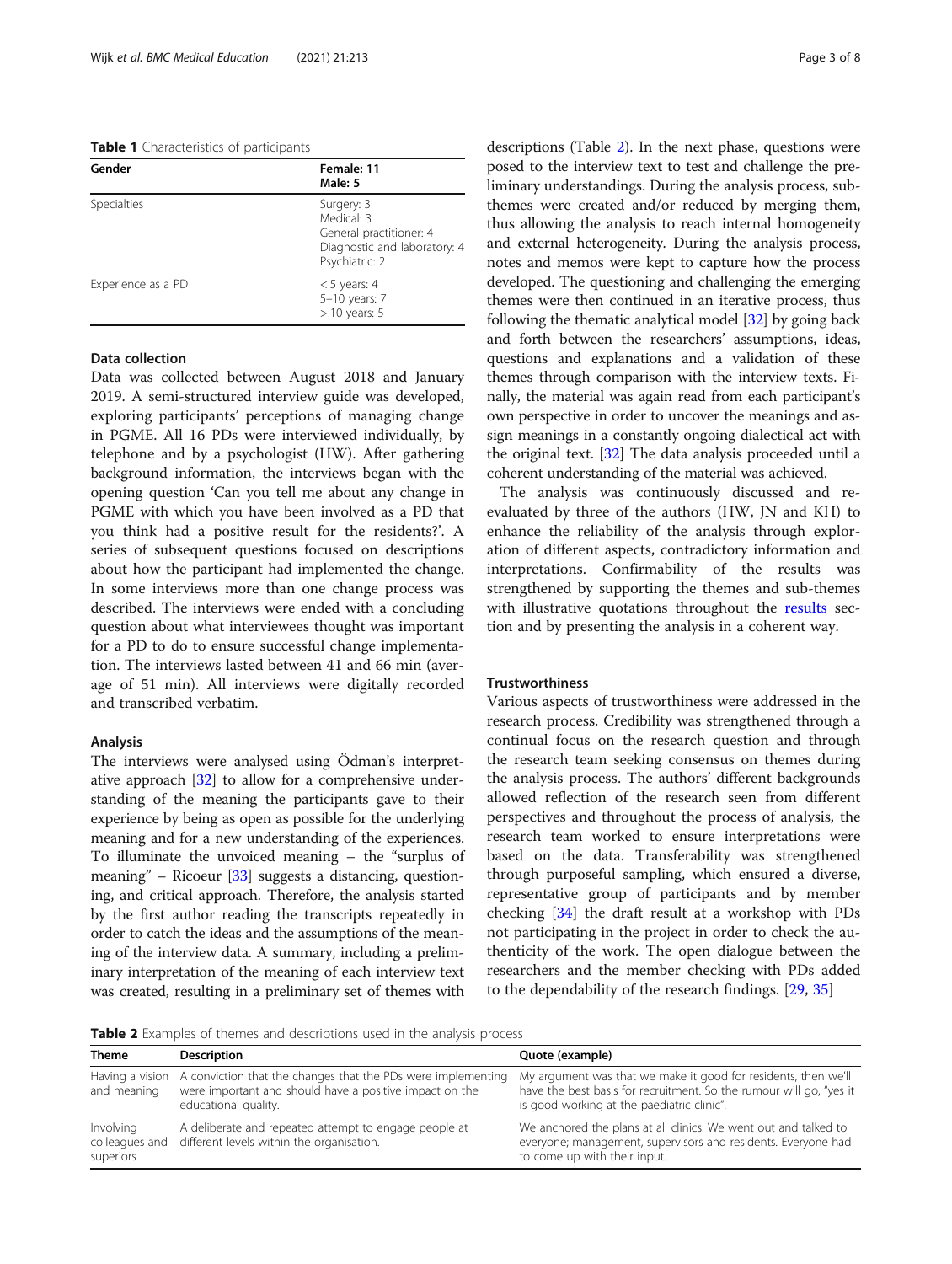**Table 1** Characteristics of participants

| Gender | Female: 11<br>Male: 5 |
| --- | --- |
| Specialties | Surgery: 3<br>Medical: 3<br>General practitioner: 4<br>Diagnostic and laboratory: 4<br>Psychiatric: 2 |
| Experience as a PD | < 5 years: 4<br>5–10 years: 7<br>> 10 years: 5 |

### Data collection

Data was collected between August 2018 and January 2019. A semi-structured interview guide was developed, exploring participants' perceptions of managing change in PGME. All 16 PDs were interviewed individually, by telephone and by a psychologist (HW). After gathering background information, the interviews began with the opening question 'Can you tell me about any change in PGME with which you have been involved as a PD that you think had a positive result for the residents?'. A series of subsequent questions focused on descriptions about how the participant had implemented the change. In some interviews more than one change process was described. The interviews were ended with a concluding question about what interviewees thought was important for a PD to do to ensure successful change implementation. The interviews lasted between 41 and 66 min (average of 51 min). All interviews were digitally recorded and transcribed verbatim.

### Analysis

The interviews were analysed using Ödman's interpretative approach [32] to allow for a comprehensive understanding of the meaning the participants gave to their experience by being as open as possible for the underlying meaning and for a new understanding of the experiences. To illuminate the unvoiced meaning – the "surplus of meaning" – Ricoeur [33] suggests a distancing, questioning, and critical approach. Therefore, the analysis started by the first author reading the transcripts repeatedly in order to catch the ideas and the assumptions of the meaning of the interview data. A summary, including a preliminary interpretation of the meaning of each interview text was created, resulting in a preliminary set of themes with descriptions (Table 2). In the next phase, questions were posed to the interview text to test and challenge the preliminary understandings. During the analysis process, subthemes were created and/or reduced by merging them, thus allowing the analysis to reach internal homogeneity and external heterogeneity. During the analysis process, notes and memos were kept to capture how the process developed. The questioning and challenging the emerging themes were then continued in an iterative process, thus following the thematic analytical model [32] by going back and forth between the researchers' assumptions, ideas, questions and explanations and a validation of these themes through comparison with the interview texts. Finally, the material was again read from each participant's own perspective in order to uncover the meanings and assign meanings in a constantly ongoing dialectical act with the original text. [32] The data analysis proceeded until a coherent understanding of the material was achieved.

The analysis was continuously discussed and re-evaluated by three of the authors (HW, JN and KH) to enhance the reliability of the analysis through exploration of different aspects, contradictory information and interpretations. Confirmability of the results was strengthened by supporting the themes and sub-themes with illustrative quotations throughout the results section and by presenting the analysis in a coherent way.

### Trustworthiness

Various aspects of trustworthiness were addressed in the research process. Credibility was strengthened through a continual focus on the research question and through the research team seeking consensus on themes during the analysis process. The authors' different backgrounds allowed reflection of the research seen from different perspectives and throughout the process of analysis, the research team worked to ensure interpretations were based on the data. Transferability was strengthened through purposeful sampling, which ensured a diverse, representative group of participants and by member checking [34] the draft result at a workshop with PDs not participating in the project in order to check the authenticity of the work. The open dialogue between the researchers and the member checking with PDs added to the dependability of the research findings. [29, 35]

**Table 2** Examples of themes and descriptions used in the analysis process

| Theme | Description | Quote (example) |
| --- | --- | --- |
| Having a vision and meaning | A conviction that the changes that the PDs were implementing were important and should have a positive impact on the educational quality. | My argument was that we make it good for residents, then we'll have the best basis for recruitment. So the rumour will go, "yes it is good working at the paediatric clinic". |
| Involving colleagues and superiors | A deliberate and repeated attempt to engage people at different levels within the organisation. | We anchored the plans at all clinics. We went out and talked to everyone; management, supervisors and residents. Everyone had to come up with their input. |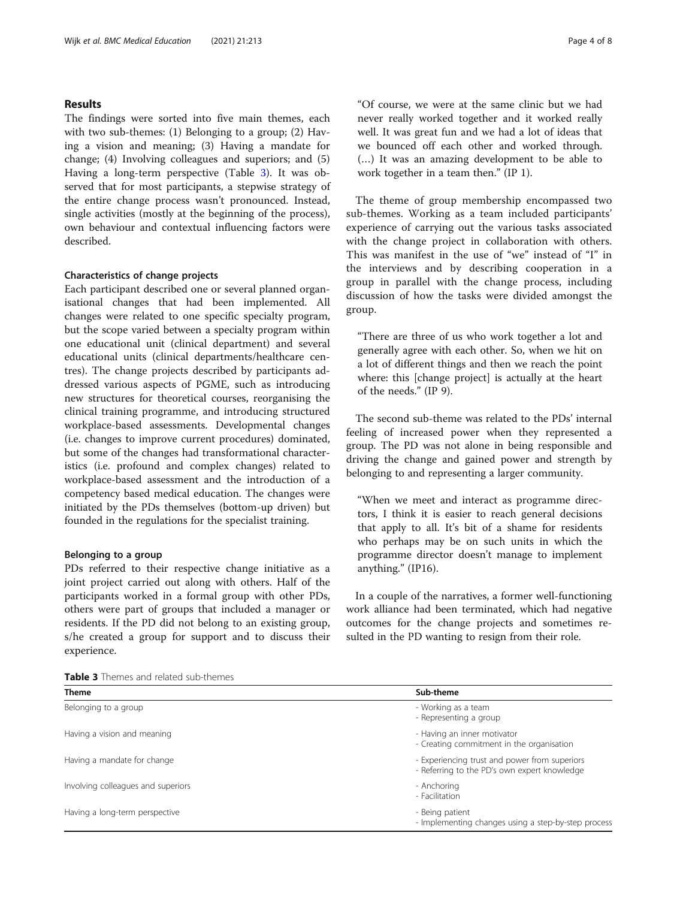## Results

The findings were sorted into five main themes, each with two sub-themes: (1) Belonging to a group; (2) Having a vision and meaning; (3) Having a mandate for change; (4) Involving colleagues and superiors; and (5) Having a long-term perspective (Table 3). It was observed that for most participants, a stepwise strategy of the entire change process wasn't pronounced. Instead, single activities (mostly at the beginning of the process), own behaviour and contextual influencing factors were described.

### Characteristics of change projects

Each participant described one or several planned organisational changes that had been implemented. All changes were related to one specific specialty program, but the scope varied between a specialty program within one educational unit (clinical department) and several educational units (clinical departments/healthcare centres). The change projects described by participants addressed various aspects of PGME, such as introducing new structures for theoretical courses, reorganising the clinical training programme, and introducing structured workplace-based assessments. Developmental changes (i.e. changes to improve current procedures) dominated, but some of the changes had transformational characteristics (i.e. profound and complex changes) related to workplace-based assessment and the introduction of a competency based medical education. The changes were initiated by the PDs themselves (bottom-up driven) but founded in the regulations for the specialist training.

### Belonging to a group

PDs referred to their respective change initiative as a joint project carried out along with others. Half of the participants worked in a formal group with other PDs, others were part of groups that included a manager or residents. If the PD did not belong to an existing group, s/he created a group for support and to discuss their experience.

> "Of course, we were at the same clinic but we had never really worked together and it worked really well. It was great fun and we had a lot of ideas that we bounced off each other and worked through. (…) It was an amazing development to be able to work together in a team then." (IP 1).

The theme of group membership encompassed two sub-themes. Working as a team included participants' experience of carrying out the various tasks associated with the change project in collaboration with others. This was manifest in the use of "we" instead of "I" in the interviews and by describing cooperation in a group in parallel with the change process, including discussion of how the tasks were divided amongst the group.

> "There are three of us who work together a lot and generally agree with each other. So, when we hit on a lot of different things and then we reach the point where: this [change project] is actually at the heart of the needs." (IP 9).

The second sub-theme was related to the PDs' internal feeling of increased power when they represented a group. The PD was not alone in being responsible and driving the change and gained power and strength by belonging to and representing a larger community.

> "When we meet and interact as programme directors, I think it is easier to reach general decisions that apply to all. It's bit of a shame for residents who perhaps may be on such units in which the programme director doesn't manage to implement anything." (IP16).

In a couple of the narratives, a former well-functioning work alliance had been terminated, which had negative outcomes for the change projects and sometimes resulted in the PD wanting to resign from their role.

**Table 3** Themes and related sub-themes

| Theme | Sub-theme |
|---|---|
| Belonging to a group | - Working as a team<br>- Representing a group |
| Having a vision and meaning | - Having an inner motivator<br>- Creating commitment in the organisation |
| Having a mandate for change | - Experiencing trust and power from superiors<br>- Referring to the PD's own expert knowledge |
| Involving colleagues and superiors | - Anchoring<br>- Facilitation |
| Having a long-term perspective | - Being patient<br>- Implementing changes using a step-by-step process |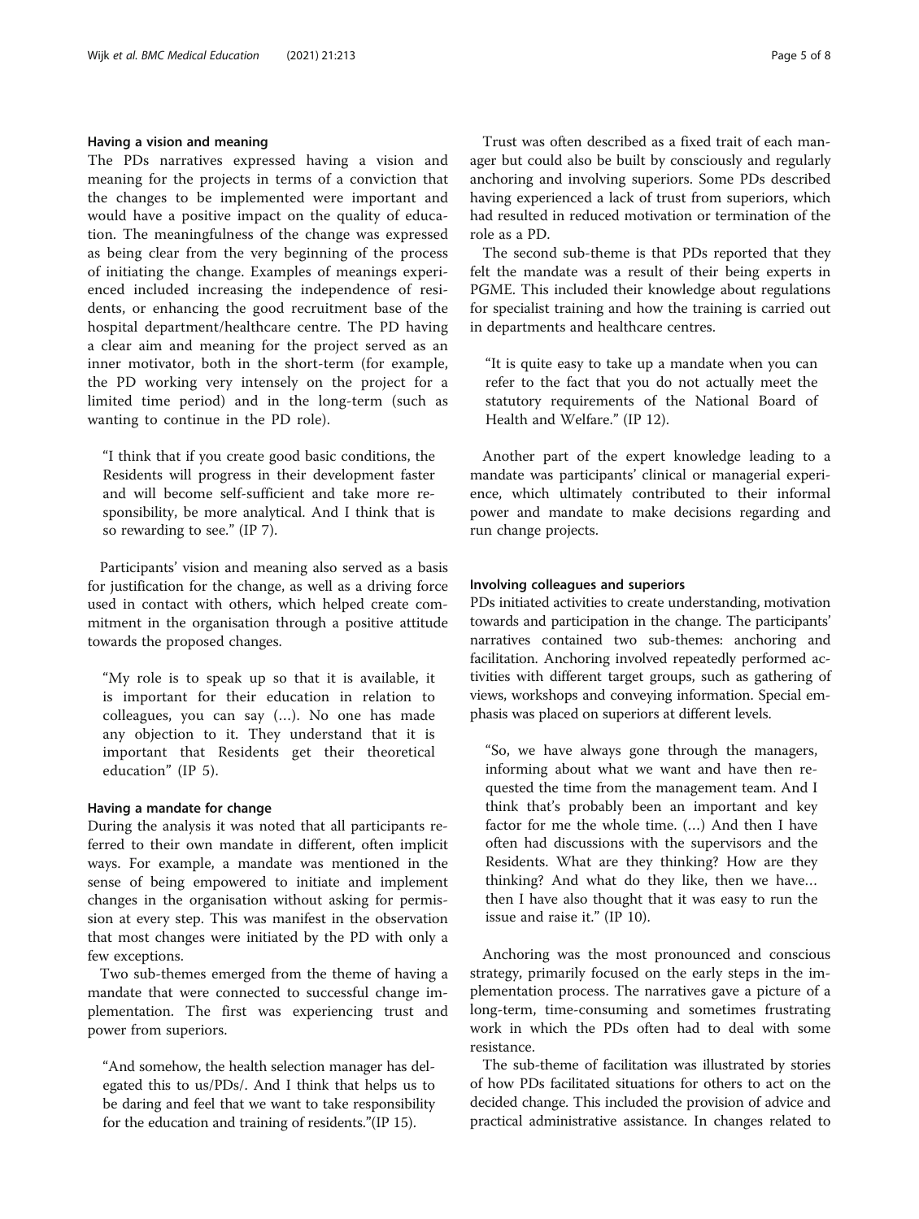#### Having a vision and meaning

The PDs narratives expressed having a vision and meaning for the projects in terms of a conviction that the changes to be implemented were important and would have a positive impact on the quality of education. The meaningfulness of the change was expressed as being clear from the very beginning of the process of initiating the change. Examples of meanings experienced included increasing the independence of residents, or enhancing the good recruitment base of the hospital department/healthcare centre. The PD having a clear aim and meaning for the project served as an inner motivator, both in the short-term (for example, the PD working very intensely on the project for a limited time period) and in the long-term (such as wanting to continue in the PD role).

> "I think that if you create good basic conditions, the Residents will progress in their development faster and will become self-sufficient and take more responsibility, be more analytical. And I think that is so rewarding to see." (IP 7).

Participants' vision and meaning also served as a basis for justification for the change, as well as a driving force used in contact with others, which helped create commitment in the organisation through a positive attitude towards the proposed changes.

> "My role is to speak up so that it is available, it is important for their education in relation to colleagues, you can say (…). No one has made any objection to it. They understand that it is important that Residents get their theoretical education" (IP 5).

#### Having a mandate for change

During the analysis it was noted that all participants referred to their own mandate in different, often implicit ways. For example, a mandate was mentioned in the sense of being empowered to initiate and implement changes in the organisation without asking for permission at every step. This was manifest in the observation that most changes were initiated by the PD with only a few exceptions.

Two sub-themes emerged from the theme of having a mandate that were connected to successful change implementation. The first was experiencing trust and power from superiors.

> "And somehow, the health selection manager has delegated this to us/PDs/. And I think that helps us to be daring and feel that we want to take responsibility for the education and training of residents."(IP 15).

Trust was often described as a fixed trait of each manager but could also be built by consciously and regularly anchoring and involving superiors. Some PDs described having experienced a lack of trust from superiors, which had resulted in reduced motivation or termination of the role as a PD.

The second sub-theme is that PDs reported that they felt the mandate was a result of their being experts in PGME. This included their knowledge about regulations for specialist training and how the training is carried out in departments and healthcare centres.

> "It is quite easy to take up a mandate when you can refer to the fact that you do not actually meet the statutory requirements of the National Board of Health and Welfare." (IP 12).

Another part of the expert knowledge leading to a mandate was participants' clinical or managerial experience, which ultimately contributed to their informal power and mandate to make decisions regarding and run change projects.

#### Involving colleagues and superiors

PDs initiated activities to create understanding, motivation towards and participation in the change. The participants' narratives contained two sub-themes: anchoring and facilitation. Anchoring involved repeatedly performed activities with different target groups, such as gathering of views, workshops and conveying information. Special emphasis was placed on superiors at different levels.

> "So, we have always gone through the managers, informing about what we want and have then requested the time from the management team. And I think that's probably been an important and key factor for me the whole time. (…) And then I have often had discussions with the supervisors and the Residents. What are they thinking? How are they thinking? And what do they like, then we have… then I have also thought that it was easy to run the issue and raise it." (IP 10).

Anchoring was the most pronounced and conscious strategy, primarily focused on the early steps in the implementation process. The narratives gave a picture of a long-term, time-consuming and sometimes frustrating work in which the PDs often had to deal with some resistance.

The sub-theme of facilitation was illustrated by stories of how PDs facilitated situations for others to act on the decided change. This included the provision of advice and practical administrative assistance. In changes related to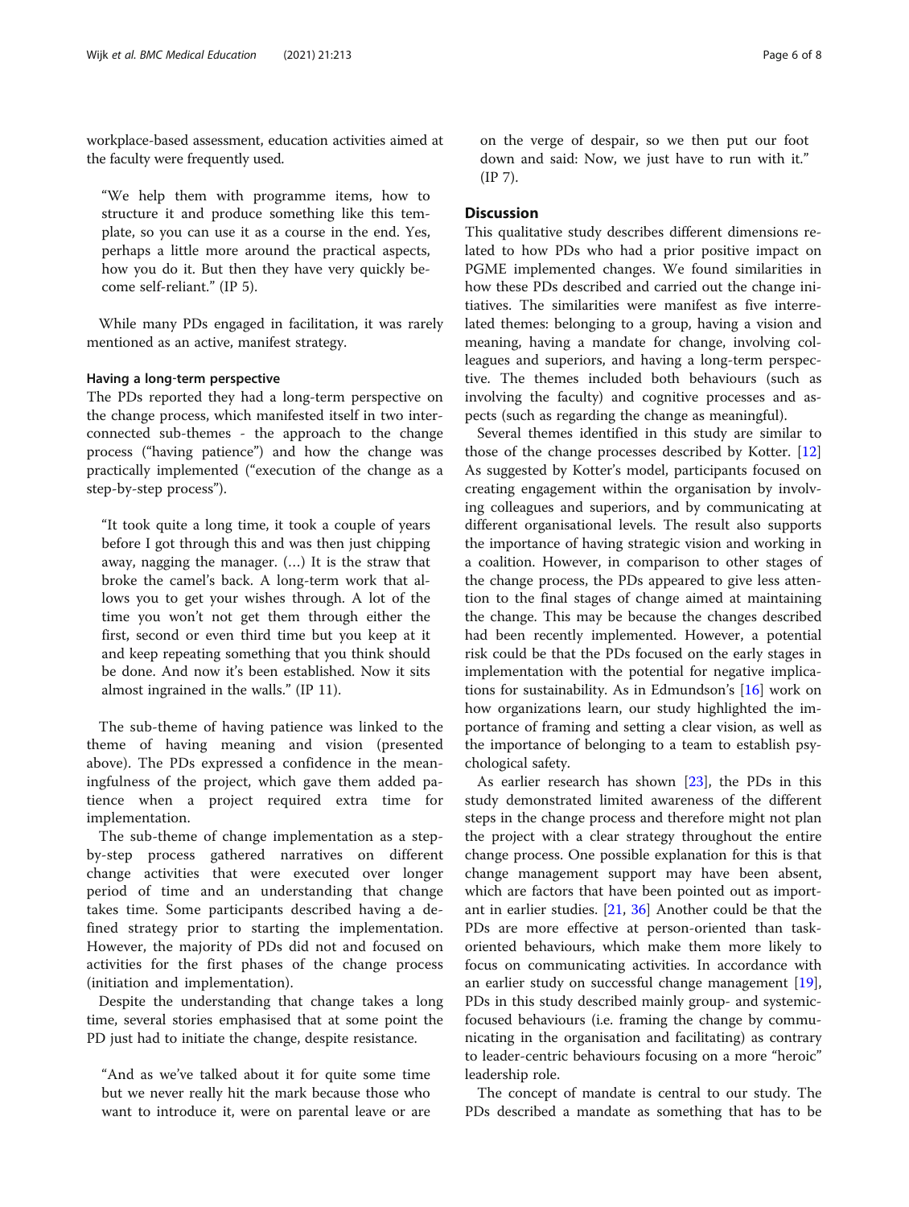workplace-based assessment, education activities aimed at the faculty were frequently used.

> "We help them with programme items, how to structure it and produce something like this template, so you can use it as a course in the end. Yes, perhaps a little more around the practical aspects, how you do it. But then they have very quickly become self-reliant." (IP 5).

While many PDs engaged in facilitation, it was rarely mentioned as an active, manifest strategy.

#### Having a long-term perspective

The PDs reported they had a long-term perspective on the change process, which manifested itself in two interconnected sub-themes - the approach to the change process ("having patience") and how the change was practically implemented ("execution of the change as a step-by-step process").

> "It took quite a long time, it took a couple of years before I got through this and was then just chipping away, nagging the manager. (…) It is the straw that broke the camel's back. A long-term work that allows you to get your wishes through. A lot of the time you won't not get them through either the first, second or even third time but you keep at it and keep repeating something that you think should be done. And now it's been established. Now it sits almost ingrained in the walls." (IP 11).

The sub-theme of having patience was linked to the theme of having meaning and vision (presented above). The PDs expressed a confidence in the meaningfulness of the project, which gave them added patience when a project required extra time for implementation.

The sub-theme of change implementation as a step-by-step process gathered narratives on different change activities that were executed over longer period of time and an understanding that change takes time. Some participants described having a defined strategy prior to starting the implementation. However, the majority of PDs did not and focused on activities for the first phases of the change process (initiation and implementation).

Despite the understanding that change takes a long time, several stories emphasised that at some point the PD just had to initiate the change, despite resistance.

> "And as we've talked about it for quite some time but we never really hit the mark because those who want to introduce it, were on parental leave or are on the verge of despair, so we then put our foot down and said: Now, we just have to run with it." (IP 7).

## Discussion

This qualitative study describes different dimensions related to how PDs who had a prior positive impact on PGME implemented changes. We found similarities in how these PDs described and carried out the change initiatives. The similarities were manifest as five interrelated themes: belonging to a group, having a vision and meaning, having a mandate for change, involving colleagues and superiors, and having a long-term perspective. The themes included both behaviours (such as involving the faculty) and cognitive processes and aspects (such as regarding the change as meaningful).

Several themes identified in this study are similar to those of the change processes described by Kotter. [12] As suggested by Kotter's model, participants focused on creating engagement within the organisation by involving colleagues and superiors, and by communicating at different organisational levels. The result also supports the importance of having strategic vision and working in a coalition. However, in comparison to other stages of the change process, the PDs appeared to give less attention to the final stages of change aimed at maintaining the change. This may be because the changes described had been recently implemented. However, a potential risk could be that the PDs focused on the early stages in implementation with the potential for negative implications for sustainability. As in Edmundson's [16] work on how organizations learn, our study highlighted the importance of framing and setting a clear vision, as well as the importance of belonging to a team to establish psychological safety.

As earlier research has shown [23], the PDs in this study demonstrated limited awareness of the different steps in the change process and therefore might not plan the project with a clear strategy throughout the entire change process. One possible explanation for this is that change management support may have been absent, which are factors that have been pointed out as important in earlier studies. [21, 36] Another could be that the PDs are more effective at person-oriented than task-oriented behaviours, which make them more likely to focus on communicating activities. In accordance with an earlier study on successful change management [19], PDs in this study described mainly group- and systemic-focused behaviours (i.e. framing the change by communicating in the organisation and facilitating) as contrary to leader-centric behaviours focusing on a more "heroic" leadership role.

The concept of mandate is central to our study. The PDs described a mandate as something that has to be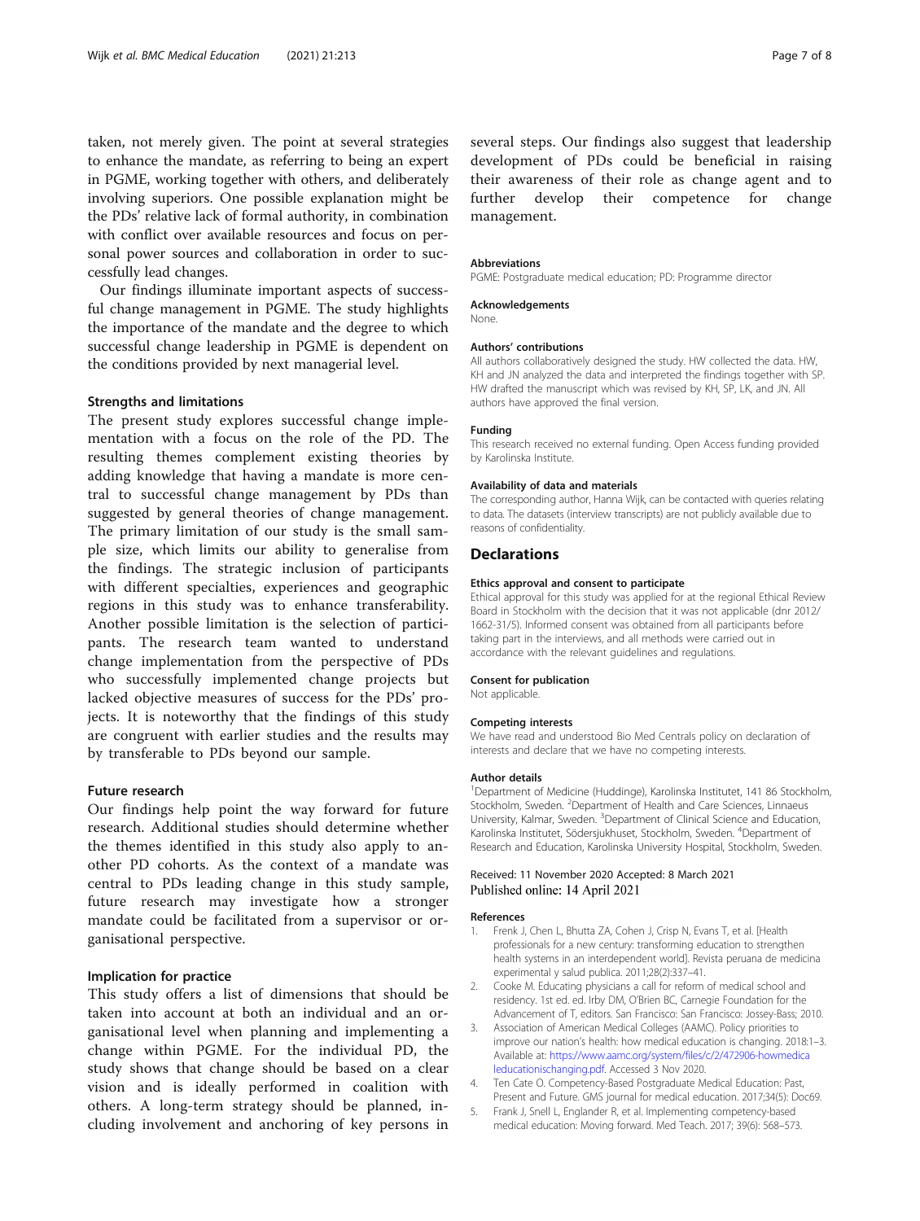taken, not merely given. The point at several strategies to enhance the mandate, as referring to being an expert in PGME, working together with others, and deliberately involving superiors. One possible explanation might be the PDs' relative lack of formal authority, in combination with conflict over available resources and focus on personal power sources and collaboration in order to successfully lead changes.

Our findings illuminate important aspects of successful change management in PGME. The study highlights the importance of the mandate and the degree to which successful change leadership in PGME is dependent on the conditions provided by next managerial level.

### Strengths and limitations

The present study explores successful change implementation with a focus on the role of the PD. The resulting themes complement existing theories by adding knowledge that having a mandate is more central to successful change management by PDs than suggested by general theories of change management. The primary limitation of our study is the small sample size, which limits our ability to generalise from the findings. The strategic inclusion of participants with different specialties, experiences and geographic regions in this study was to enhance transferability. Another possible limitation is the selection of participants. The research team wanted to understand change implementation from the perspective of PDs who successfully implemented change projects but lacked objective measures of success for the PDs' projects. It is noteworthy that the findings of this study are congruent with earlier studies and the results may by transferable to PDs beyond our sample.

### Future research

Our findings help point the way forward for future research. Additional studies should determine whether the themes identified in this study also apply to another PD cohorts. As the context of a mandate was central to PDs leading change in this study sample, future research may investigate how a stronger mandate could be facilitated from a supervisor or organisational perspective.

### Implication for practice

This study offers a list of dimensions that should be taken into account at both an individual and an organisational level when planning and implementing a change within PGME. For the individual PD, the study shows that change should be based on a clear vision and is ideally performed in coalition with others. A long-term strategy should be planned, including involvement and anchoring of key persons in several steps. Our findings also suggest that leadership development of PDs could be beneficial in raising their awareness of their role as change agent and to further develop their competence for change management.

#### Abbreviations

PGME: Postgraduate medical education; PD: Programme director

#### Acknowledgements

None.

#### Authors' contributions

All authors collaboratively designed the study. HW collected the data. HW, KH and JN analyzed the data and interpreted the findings together with SP. HW drafted the manuscript which was revised by KH, SP, LK, and JN. All authors have approved the final version.

#### Funding

This research received no external funding. Open Access funding provided by Karolinska Institute.

#### Availability of data and materials

The corresponding author, Hanna Wijk, can be contacted with queries relating to data. The datasets (interview transcripts) are not publicly available due to reasons of confidentiality.

## Declarations

#### Ethics approval and consent to participate

Ethical approval for this study was applied for at the regional Ethical Review Board in Stockholm with the decision that it was not applicable (dnr 2012/1662-31/5). Informed consent was obtained from all participants before taking part in the interviews, and all methods were carried out in accordance with the relevant guidelines and regulations.

#### Consent for publication

Not applicable.

#### Competing interests

We have read and understood Bio Med Centrals policy on declaration of interests and declare that we have no competing interests.

#### Author details

[1]Department of Medicine (Huddinge), Karolinska Institutet, 141 86 Stockholm, Stockholm, Sweden. [2]Department of Health and Care Sciences, Linnaeus University, Kalmar, Sweden. [3]Department of Clinical Science and Education, Karolinska Institutet, Södersjukhuset, Stockholm, Sweden. [4]Department of Research and Education, Karolinska University Hospital, Stockholm, Sweden.

Received: 11 November 2020 Accepted: 8 March 2021
Published online: 14 April 2021

#### References

1. Frenk J, Chen L, Bhutta ZA, Cohen J, Crisp N, Evans T, et al. [Health professionals for a new century: transforming education to strengthen health systems in an interdependent world]. Revista peruana de medicina experimental y salud publica. 2011;28(2):337–41.
2. Cooke M. Educating physicians a call for reform of medical school and residency. 1st ed. ed. Irby DM, O'Brien BC, Carnegie Foundation for the Advancement of T, editors. San Francisco: San Francisco: Jossey-Bass; 2010.
3. Association of American Medical Colleges (AAMC). Policy priorities to improve our nation's health: how medical education is changing. 2018:1–3. Available at: https://www.aamc.org/system/files/c/2/472906-howmedicaleducationischanging.pdf. Accessed 3 Nov 2020.
4. Ten Cate O. Competency-Based Postgraduate Medical Education: Past, Present and Future. GMS journal for medical education. 2017;34(5): Doc69.
5. Frank J, Snell L, Englander R, et al. Implementing competency-based medical education: Moving forward. Med Teach. 2017; 39(6): 568–573.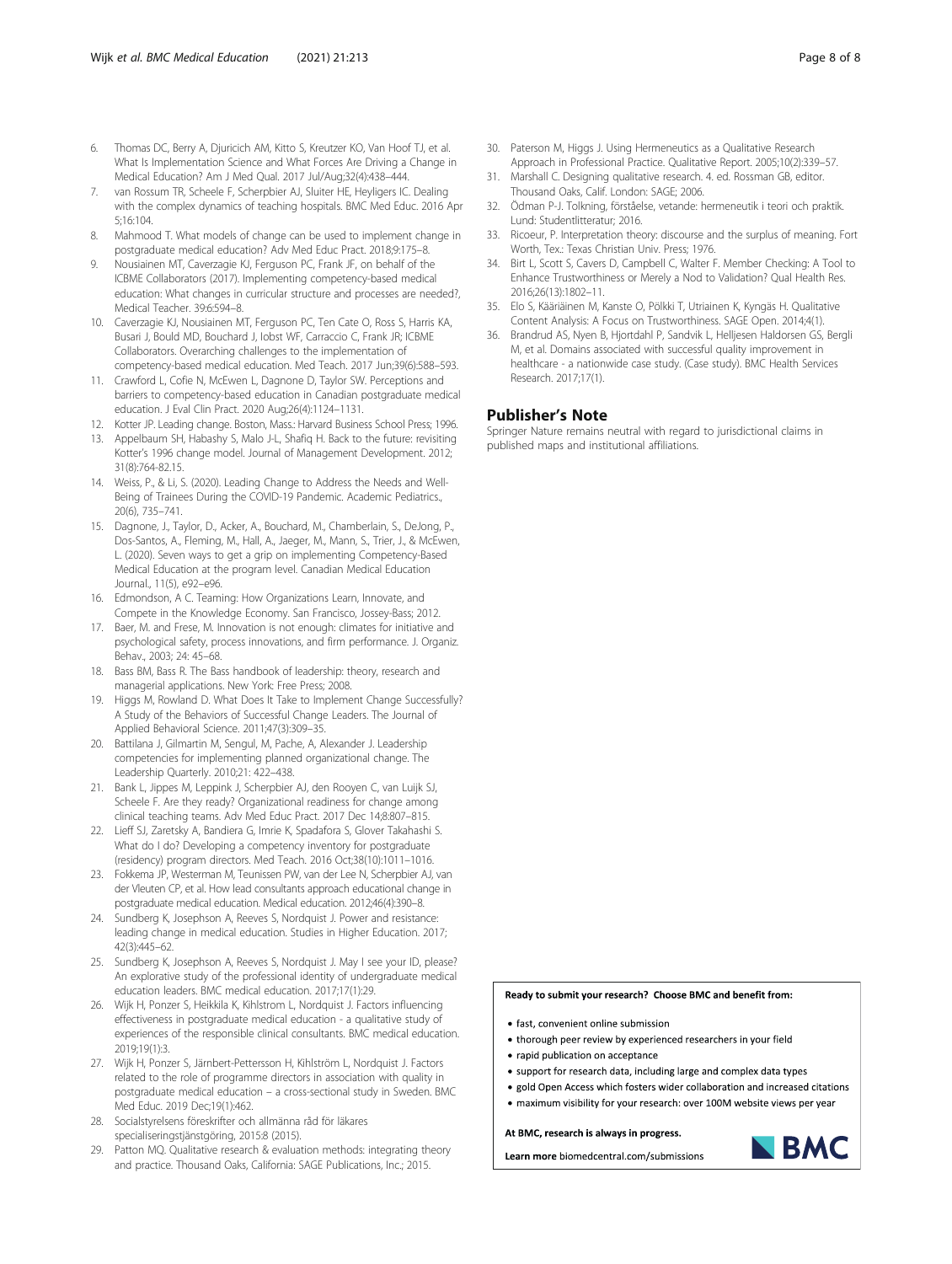6. Thomas DC, Berry A, Djuricich AM, Kitto S, Kreutzer KO, Van Hoof TJ, et al. What Is Implementation Science and What Forces Are Driving a Change in Medical Education? Am J Med Qual. 2017 Jul/Aug;32(4):438–444.
7. van Rossum TR, Scheele F, Scherpbier AJ, Sluiter HE, Heyligers IC. Dealing with the complex dynamics of teaching hospitals. BMC Med Educ. 2016 Apr 5;16:104.
8. Mahmood T. What models of change can be used to implement change in postgraduate medical education? Adv Med Educ Pract. 2018;9:175–8.
9. Nousiainen MT, Caverzagie KJ, Ferguson PC, Frank JF, on behalf of the ICBME Collaborators (2017). Implementing competency-based medical education: What changes in curricular structure and processes are needed?, Medical Teacher. 39:6:594–8.
10. Caverzagie KJ, Nousiainen MT, Ferguson PC, Ten Cate O, Ross S, Harris KA, Busari J, Bould MD, Bouchard J, Iobst WF, Carraccio C, Frank JR; ICBME Collaborators. Overarching challenges to the implementation of competency-based medical education. Med Teach. 2017 Jun;39(6):588–593.
11. Crawford L, Cofie N, McEwen L, Dagnone D, Taylor SW. Perceptions and barriers to competency-based education in Canadian postgraduate medical education. J Eval Clin Pract. 2020 Aug;26(4):1124–1131.
12. Kotter JP. Leading change. Boston, Mass.: Harvard Business School Press; 1996.
13. Appelbaum SH, Habashy S, Malo J-L, Shafiq H. Back to the future: revisiting Kotter's 1996 change model. Journal of Management Development. 2012; 31(8):764-82.15.
14. Weiss, P., & Li, S. (2020). Leading Change to Address the Needs and Well-Being of Trainees During the COVID-19 Pandemic. Academic Pediatrics., 20(6), 735–741.
15. Dagnone, J., Taylor, D., Acker, A., Bouchard, M., Chamberlain, S., DeJong, P., Dos-Santos, A., Fleming, M., Hall, A., Jaeger, M., Mann, S., Trier, J., & McEwen, L. (2020). Seven ways to get a grip on implementing Competency-Based Medical Education at the program level. Canadian Medical Education Journal., 11(5), e92–e96.
16. Edmondson, A C. Teaming: How Organizations Learn, Innovate, and Compete in the Knowledge Economy. San Francisco, Jossey-Bass; 2012.
17. Baer, M. and Frese, M. Innovation is not enough: climates for initiative and psychological safety, process innovations, and firm performance. J. Organiz. Behav., 2003; 24: 45–68.
18. Bass BM, Bass R. The Bass handbook of leadership: theory, research and managerial applications. New York: Free Press; 2008.
19. Higgs M, Rowland D. What Does It Take to Implement Change Successfully? A Study of the Behaviors of Successful Change Leaders. The Journal of Applied Behavioral Science. 2011;47(3):309–35.
20. Battilana J, Gilmartin M, Sengul, M, Pache, A, Alexander J. Leadership competencies for implementing planned organizational change. The Leadership Quarterly. 2010;21: 422–438.
21. Bank L, Jippes M, Leppink J, Scherpbier AJ, den Rooyen C, van Luijk SJ, Scheele F. Are they ready? Organizational readiness for change among clinical teaching teams. Adv Med Educ Pract. 2017 Dec 14;8:807–815.
22. Lieff SJ, Zaretsky A, Bandiera G, Imrie K, Spadafora S, Glover Takahashi S. What do I do? Developing a competency inventory for postgraduate (residency) program directors. Med Teach. 2016 Oct;38(10):1011–1016.
23. Fokkema JP, Westerman M, Teunissen PW, van der Lee N, Scherpbier AJ, van der Vleuten CP, et al. How lead consultants approach educational change in postgraduate medical education. Medical education. 2012;46(4):390–8.
24. Sundberg K, Josephson A, Reeves S, Nordquist J. Power and resistance: leading change in medical education. Studies in Higher Education. 2017; 42(3):445–62.
25. Sundberg K, Josephson A, Reeves S, Nordquist J. May I see your ID, please? An explorative study of the professional identity of undergraduate medical education leaders. BMC medical education. 2017;17(1):29.
26. Wijk H, Ponzer S, Heikkila K, Kihlstrom L, Nordquist J. Factors influencing effectiveness in postgraduate medical education - a qualitative study of experiences of the responsible clinical consultants. BMC medical education. 2019;19(1):3.
27. Wijk H, Ponzer S, Järnbert-Pettersson H, Kihlström L, Nordquist J. Factors related to the role of programme directors in association with quality in postgraduate medical education – a cross-sectional study in Sweden. BMC Med Educ. 2019 Dec;19(1):462.
28. Socialstyrelsens föreskrifter och allmänna råd för läkares specialiseringstjänstgöring, 2015:8 (2015).
29. Patton MQ. Qualitative research & evaluation methods: integrating theory and practice. Thousand Oaks, California: SAGE Publications, Inc.; 2015.
30. Paterson M, Higgs J. Using Hermeneutics as a Qualitative Research Approach in Professional Practice. Qualitative Report. 2005;10(2):339–57.
31. Marshall C. Designing qualitative research. 4. ed. Rossman GB, editor. Thousand Oaks, Calif. London: SAGE; 2006.
32. Ödman P-J. Tolkning, förståelse, vetande: hermeneutik i teori och praktik. Lund: Studentlitteratur; 2016.
33. Ricoeur, P. Interpretation theory: discourse and the surplus of meaning. Fort Worth, Tex.: Texas Christian Univ. Press; 1976.
34. Birt L, Scott S, Cavers D, Campbell C, Walter F. Member Checking: A Tool to Enhance Trustworthiness or Merely a Nod to Validation? Qual Health Res. 2016;26(13):1802–11.
35. Elo S, Kääriäinen M, Kanste O, Pölkki T, Utriainen K, Kyngäs H. Qualitative Content Analysis: A Focus on Trustworthiness. SAGE Open. 2014;4(1).
36. Brandrud AS, Nyen B, Hjortdahl P, Sandvik L, Helljesen Haldorsen GS, Bergli M, et al. Domains associated with successful quality improvement in healthcare - a nationwide case study. (Case study). BMC Health Services Research. 2017;17(1).

## Publisher's Note

Springer Nature remains neutral with regard to jurisdictional claims in published maps and institutional affiliations.

**Ready to submit your research? Choose BMC and benefit from:**

- fast, convenient online submission
- thorough peer review by experienced researchers in your field
- rapid publication on acceptance
- support for research data, including large and complex data types
- gold Open Access which fosters wider collaboration and increased citations
- maximum visibility for your research: over 100M website views per year

**At BMC, research is always in progress.**

**Learn more** biomedcentral.com/submissions

BMC